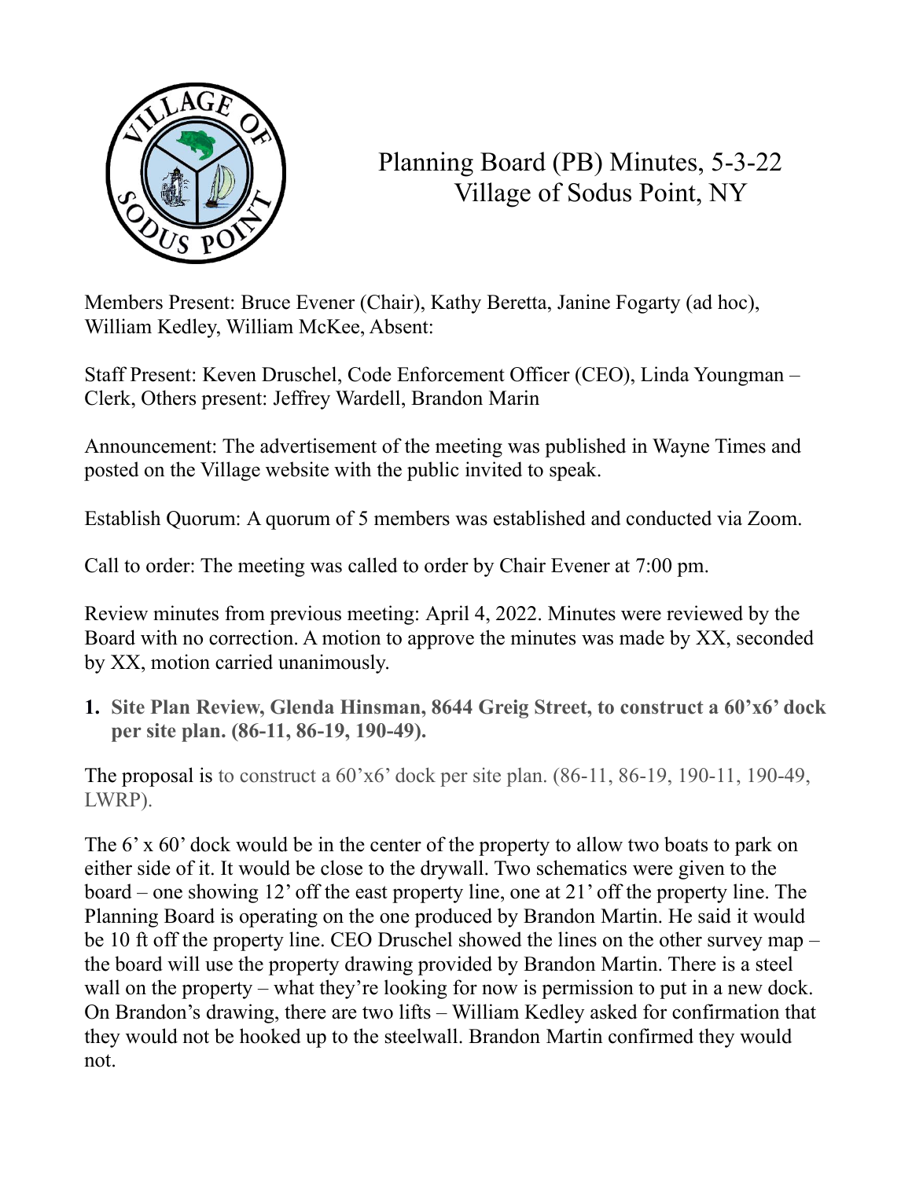# Planning Board (PB) Minutes, 5-3-22
## Village of Sodus Point, NY

Members Present: Bruce Evener (Chair), Kathy Beretta, Janine Fogarty (ad hoc), William Kedley, William McKee, Absent:

Staff Present: Keven Druschel, Code Enforcement Officer (CEO), Linda Youngman – Clerk, Others present: Jeffrey Wardell, Brandon Marin

Announcement: The advertisement of the meeting was published in Wayne Times and posted on the Village website with the public invited to speak.

Establish Quorum: A quorum of 5 members was established and conducted via Zoom.

Call to order: The meeting was called to order by Chair Evener at 7:00 pm.

Review minutes from previous meeting: April 4, 2022. Minutes were reviewed by the Board with no correction. A motion to approve the minutes was made by XX, seconded by XX, motion carried unanimously.

1. **Site Plan Review, Glenda Hinsman, 8644 Greig Street, to construct a 60'x6' dock per site plan. (86-11, 86-19, 190-49).**

The proposal is to construct a 60'x6' dock per site plan. (86-11, 86-19, 190-11, 190-49, LWRP).

The 6' x 60' dock would be in the center of the property to allow two boats to park on either side of it. It would be close to the drywall. Two schematics were given to the board – one showing 12' off the east property line, one at 21' off the property line. The Planning Board is operating on the one produced by Brandon Martin. He said it would be 10 ft off the property line. CEO Druschel showed the lines on the other survey map – the board will use the property drawing provided by Brandon Martin. There is a steel wall on the property – what they're looking for now is permission to put in a new dock. On Brandon's drawing, there are two lifts – William Kedley asked for confirmation that they would not be hooked up to the steelwall. Brandon Martin confirmed they would not.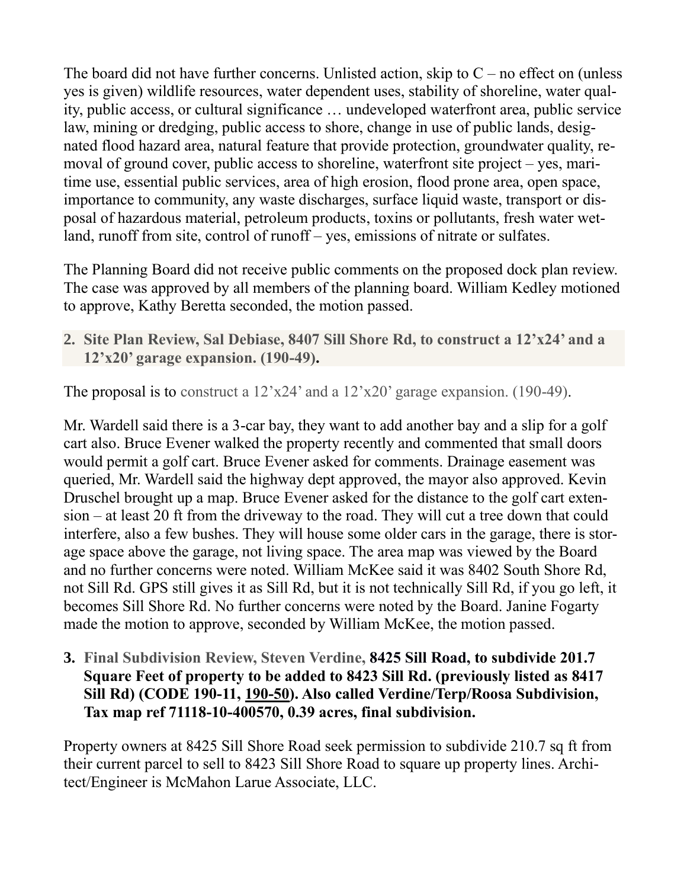The board did not have further concerns. Unlisted action, skip to C – no effect on (unless yes is given) wildlife resources, water dependent uses, stability of shoreline, water quality, public access, or cultural significance … undeveloped waterfront area, public service law, mining or dredging, public access to shore, change in use of public lands, designated flood hazard area, natural feature that provide protection, groundwater quality, removal of ground cover, public access to shoreline, waterfront site project – yes, maritime use, essential public services, area of high erosion, flood prone area, open space, importance to community, any waste discharges, surface liquid waste, transport or disposal of hazardous material, petroleum products, toxins or pollutants, fresh water wetland, runoff from site, control of runoff – yes, emissions of nitrate or sulfates.

The Planning Board did not receive public comments on the proposed dock plan review. The case was approved by all members of the planning board. William Kedley motioned to approve, Kathy Beretta seconded, the motion passed.

2. **Site Plan Review, Sal Debiase, 8407 Sill Shore Rd, to construct a 12'x24' and a 12'x20' garage expansion. (190-49).**

The proposal is to construct a 12'x24' and a 12'x20' garage expansion. (190-49).

Mr. Wardell said there is a 3-car bay, they want to add another bay and a slip for a golf cart also. Bruce Evener walked the property recently and commented that small doors would permit a golf cart. Bruce Evener asked for comments. Drainage easement was queried, Mr. Wardell said the highway dept approved, the mayor also approved. Kevin Druschel brought up a map. Bruce Evener asked for the distance to the golf cart extension – at least 20 ft from the driveway to the road. They will cut a tree down that could interfere, also a few bushes. They will house some older cars in the garage, there is storage space above the garage, not living space. The area map was viewed by the Board and no further concerns were noted. William McKee said it was 8402 South Shore Rd, not Sill Rd. GPS still gives it as Sill Rd, but it is not technically Sill Rd, if you go left, it becomes Sill Shore Rd. No further concerns were noted by the Board. Janine Fogarty made the motion to approve, seconded by William McKee, the motion passed.

3. **Final Subdivision Review, Steven Verdine, 8425 Sill Road, to subdivide 201.7 Square Feet of property to be added to 8423 Sill Rd. (previously listed as 8417 Sill Rd) (CODE 190-11, 190-50). Also called Verdine/Terp/Roosa Subdivision, Tax map ref 71118-10-400570, 0.39 acres, final subdivision.**

Property owners at 8425 Sill Shore Road seek permission to subdivide 210.7 sq ft from their current parcel to sell to 8423 Sill Shore Road to square up property lines. Architect/Engineer is McMahon Larue Associate, LLC.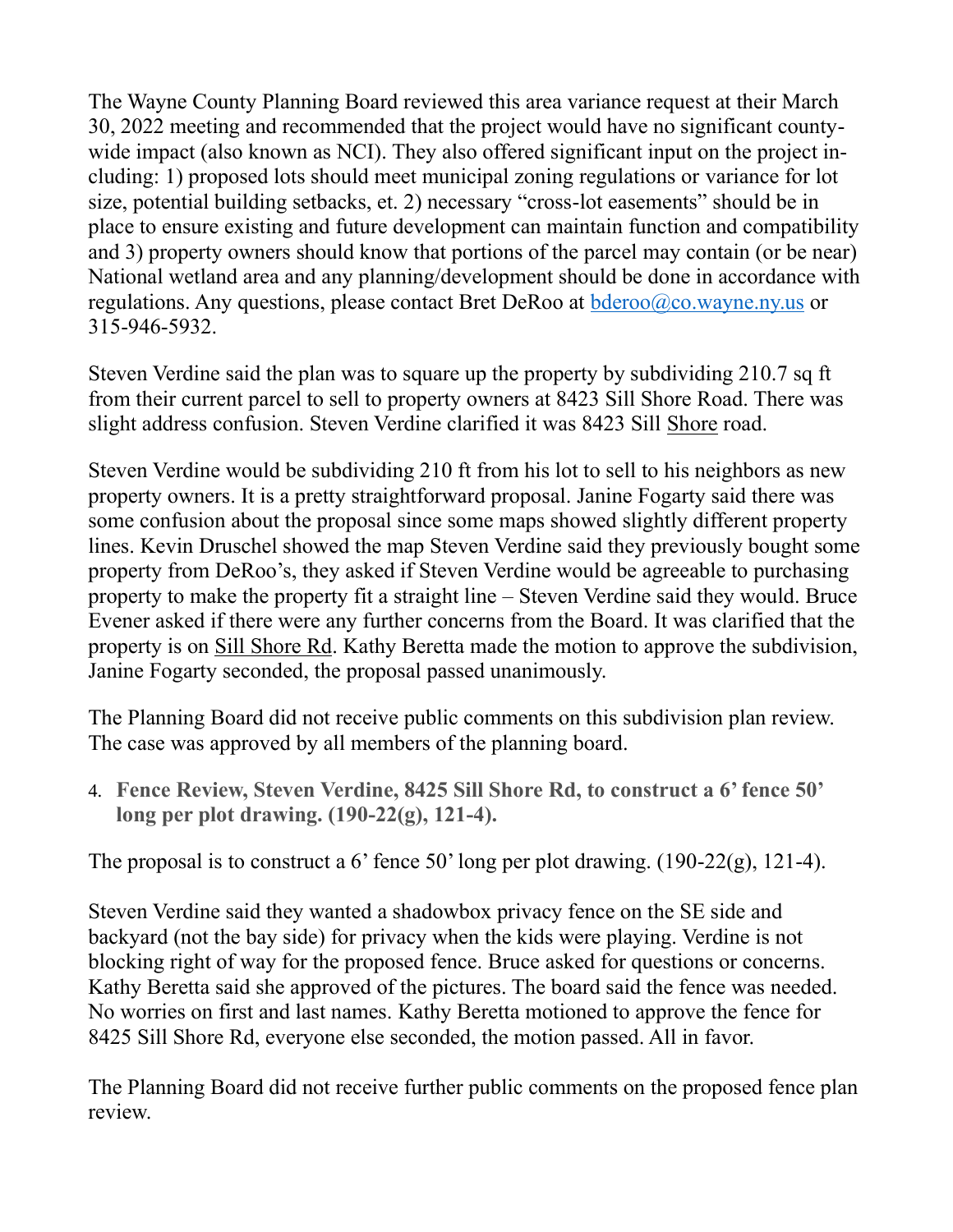The Wayne County Planning Board reviewed this area variance request at their March 30, 2022 meeting and recommended that the project would have no significant county-wide impact (also known as NCI). They also offered significant input on the project including: 1) proposed lots should meet municipal zoning regulations or variance for lot size, potential building setbacks, et. 2) necessary "cross-lot easements" should be in place to ensure existing and future development can maintain function and compatibility and 3) property owners should know that portions of the parcel may contain (or be near) National wetland area and any planning/development should be done in accordance with regulations. Any questions, please contact Bret DeRoo at [bderoo@co.wayne.ny.us](mailto:bderoo@co.wayne.ny.us) or 315-946-5932.

Steven Verdine said the plan was to square up the property by subdividing 210.7 sq ft from their current parcel to sell to property owners at 8423 Sill Shore Road. There was slight address confusion. Steven Verdine clarified it was 8423 Sill <u>Shore</u> road.

Steven Verdine would be subdividing 210 ft from his lot to sell to his neighbors as new property owners. It is a pretty straightforward proposal. Janine Fogarty said there was some confusion about the proposal since some maps showed slightly different property lines. Kevin Druschel showed the map Steven Verdine said they previously bought some property from DeRoo's, they asked if Steven Verdine would be agreeable to purchasing property to make the property fit a straight line – Steven Verdine said they would. Bruce Evener asked if there were any further concerns from the Board. It was clarified that the property is on <u>Sill Shore Rd</u>. Kathy Beretta made the motion to approve the subdivision, Janine Fogarty seconded, the proposal passed unanimously.

The Planning Board did not receive public comments on this subdivision plan review. The case was approved by all members of the planning board.

4. **Fence Review, Steven Verdine, 8425 Sill Shore Rd, to construct a 6' fence 50' long per plot drawing. (190-22(g), 121-4).**

The proposal is to construct a 6' fence 50' long per plot drawing. (190-22(g), 121-4).

Steven Verdine said they wanted a shadowbox privacy fence on the SE side and backyard (not the bay side) for privacy when the kids were playing. Verdine is not blocking right of way for the proposed fence. Bruce asked for questions or concerns. Kathy Beretta said she approved of the pictures. The board said the fence was needed. No worries on first and last names. Kathy Beretta motioned to approve the fence for 8425 Sill Shore Rd, everyone else seconded, the motion passed. All in favor.

The Planning Board did not receive further public comments on the proposed fence plan review.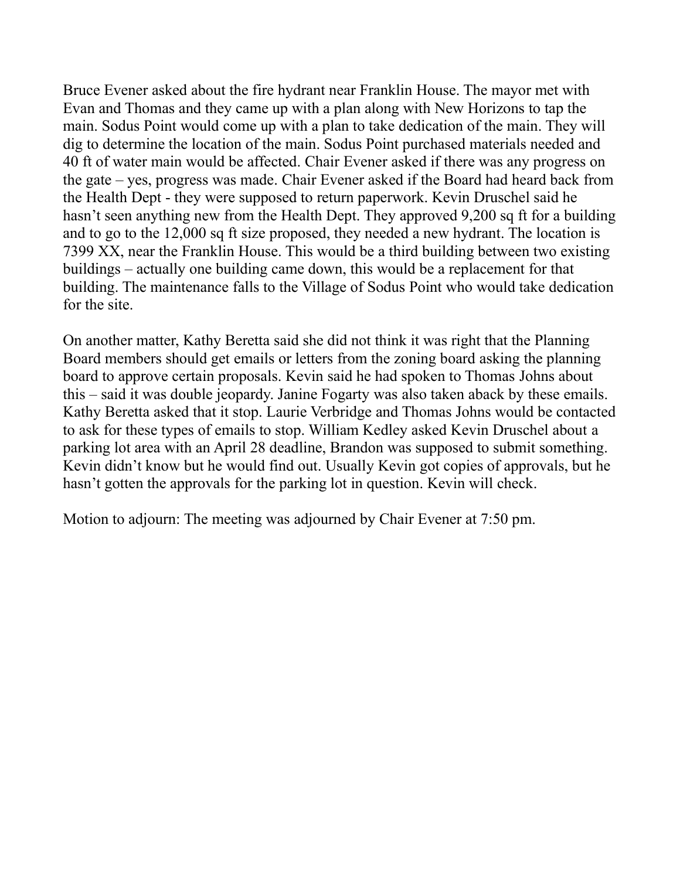Bruce Evener asked about the fire hydrant near Franklin House. The mayor met with Evan and Thomas and they came up with a plan along with New Horizons to tap the main. Sodus Point would come up with a plan to take dedication of the main. They will dig to determine the location of the main. Sodus Point purchased materials needed and 40 ft of water main would be affected. Chair Evener asked if there was any progress on the gate – yes, progress was made. Chair Evener asked if the Board had heard back from the Health Dept - they were supposed to return paperwork. Kevin Druschel said he hasn't seen anything new from the Health Dept. They approved 9,200 sq ft for a building and to go to the 12,000 sq ft size proposed, they needed a new hydrant. The location is 7399 XX, near the Franklin House. This would be a third building between two existing buildings – actually one building came down, this would be a replacement for that building. The maintenance falls to the Village of Sodus Point who would take dedication for the site.

On another matter, Kathy Beretta said she did not think it was right that the Planning Board members should get emails or letters from the zoning board asking the planning board to approve certain proposals. Kevin said he had spoken to Thomas Johns about this – said it was double jeopardy. Janine Fogarty was also taken aback by these emails. Kathy Beretta asked that it stop. Laurie Verbridge and Thomas Johns would be contacted to ask for these types of emails to stop. William Kedley asked Kevin Druschel about a parking lot area with an April 28 deadline, Brandon was supposed to submit something. Kevin didn't know but he would find out. Usually Kevin got copies of approvals, but he hasn't gotten the approvals for the parking lot in question. Kevin will check.

Motion to adjourn: The meeting was adjourned by Chair Evener at 7:50 pm.